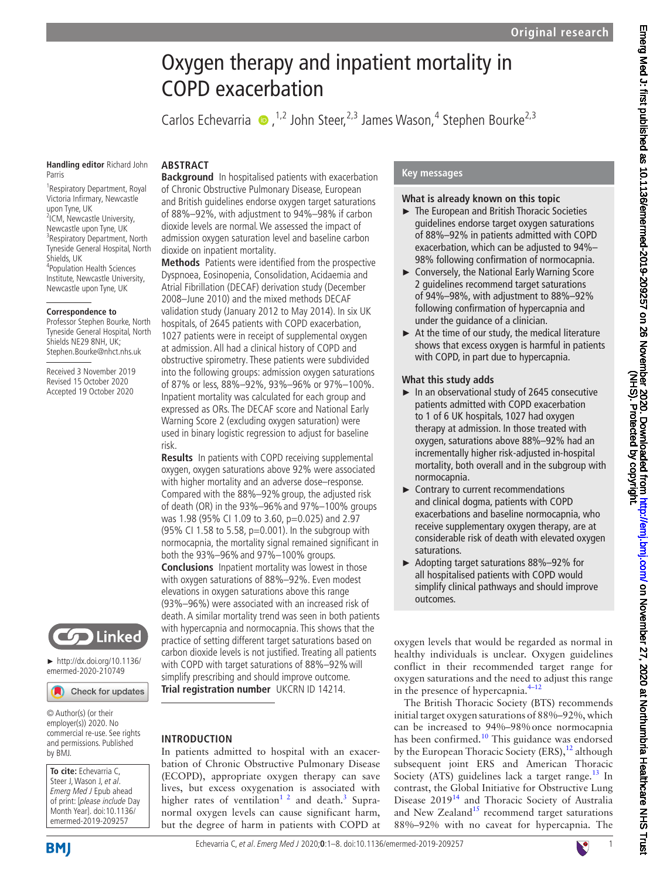# Oxygen therapy and inpatient mortality in COPD exacerbation

Carlos Echevarria,[1,2] John Steer,[2,3] James Wason,[4] Stephen Bourke[2,3]

**Handling editor** Richard John Parris

[1]Respiratory Department, Royal Victoria Infirmary, Newcastle upon Tyne, UK
[2]ICM, Newcastle University, Newcastle upon Tyne, UK
[3]Respiratory Department, North Tyneside General Hospital, North Shields, UK
[4]Population Health Sciences Institute, Newcastle University, Newcastle upon Tyne, UK

**Correspondence to**
Professor Stephen Bourke, North Tyneside General Hospital, North Shields NE29 8NH, UK; Stephen.Bourke@nhct.nhs.uk

Received 3 November 2019
Revised 15 October 2020
Accepted 19 October 2020

► http://dx.doi.org/10.1136/emermed-2020-210749

© Author(s) (or their employer(s)) 2020. No commercial re-use. See rights and permissions. Published by BMJ.

**To cite:** Echevarria C, Steer J, Wason J, *et al*. *Emerg Med J* Epub ahead of print: [*please include* Day Month Year]. doi:10.1136/emermed-2019-209257

## ABSTRACT

**Background** In hospitalised patients with exacerbation of Chronic Obstructive Pulmonary Disease, European and British guidelines endorse oxygen target saturations of 88%–92%, with adjustment to 94%–98% if carbon dioxide levels are normal. We assessed the impact of admission oxygen saturation level and baseline carbon dioxide on inpatient mortality.

**Methods** Patients were identified from the prospective Dyspnoea, Eosinopenia, Consolidation, Acidaemia and Atrial Fibrillation (DECAF) derivation study (December 2008–June 2010) and the mixed methods DECAF validation study (January 2012 to May 2014). In six UK hospitals, of 2645 patients with COPD exacerbation, 1027 patients were in receipt of supplemental oxygen at admission. All had a clinical history of COPD and obstructive spirometry. These patients were subdivided into the following groups: admission oxygen saturations of 87% or less, 88%–92%, 93%–96% or 97%–100%. Inpatient mortality was calculated for each group and expressed as ORs. The DECAF score and National Early Warning Score 2 (excluding oxygen saturation) were used in binary logistic regression to adjust for baseline risk.

**Results** In patients with COPD receiving supplemental oxygen, oxygen saturations above 92% were associated with higher mortality and an adverse dose–response. Compared with the 88%–92% group, the adjusted risk of death (OR) in the 93%–96% and 97%–100% groups was 1.98 (95% CI 1.09 to 3.60, p=0.025) and 2.97 (95% CI 1.58 to 5.58, p=0.001). In the subgroup with normocapnia, the mortality signal remained significant in both the 93%–96% and 97%–100% groups.

**Conclusions** Inpatient mortality was lowest in those with oxygen saturations of 88%–92%. Even modest elevations in oxygen saturations above this range (93%–96%) were associated with an increased risk of death. A similar mortality trend was seen in both patients with hypercapnia and normocapnia. This shows that the practice of setting different target saturations based on carbon dioxide levels is not justified. Treating all patients with COPD with target saturations of 88%–92% will simplify prescribing and should improve outcome.

**Trial registration number** UKCRN ID 14214.

## Key messages

### What is already known on this topic

- The European and British Thoracic Societies guidelines endorse target oxygen saturations of 88%–92% in patients admitted with COPD exacerbation, which can be adjusted to 94%–98% following confirmation of normocapnia.
- Conversely, the National Early Warning Score 2 guidelines recommend target saturations of 94%–98%, with adjustment to 88%–92% following confirmation of hypercapnia and under the guidance of a clinician.
- At the time of our study, the medical literature shows that excess oxygen is harmful in patients with COPD, in part due to hypercapnia.

### What this study adds

- In an observational study of 2645 consecutive patients admitted with COPD exacerbation to 1 of 6 UK hospitals, 1027 had oxygen therapy at admission. In those treated with oxygen, saturations above 88%–92% had an incrementally higher risk-adjusted in-hospital mortality, both overall and in the subgroup with normocapnia.
- Contrary to current recommendations and clinical dogma, patients with COPD exacerbations and baseline normocapnia, who receive supplementary oxygen therapy, are at considerable risk of death with elevated oxygen saturations.
- Adopting target saturations 88%–92% for all hospitalised patients with COPD would simplify clinical pathways and should improve outcomes.

## INTRODUCTION

In patients admitted to hospital with an exacerbation of Chronic Obstructive Pulmonary Disease (ECOPD), appropriate oxygen therapy can save lives, but excess oxygenation is associated with higher rates of ventilation[1,2] and death.[3] Supranormal oxygen levels can cause significant harm, but the degree of harm in patients with COPD at oxygen levels that would be regarded as normal in healthy individuals is unclear. Oxygen guidelines conflict in their recommended target range for oxygen saturations and the need to adjust this range in the presence of hypercapnia.[4–12]

The British Thoracic Society (BTS) recommends initial target oxygen saturations of 88%–92%, which can be increased to 94%–98% once normocapnia has been confirmed.[10] This guidance was endorsed by the European Thoracic Society (ERS),[12] although subsequent joint ERS and American Thoracic Society (ATS) guidelines lack a target range.[13] In contrast, the Global Initiative for Obstructive Lung Disease 2019[14] and Thoracic Society of Australia and New Zealand[15] recommend target saturations 88%–92% with no caveat for hypercapnia. The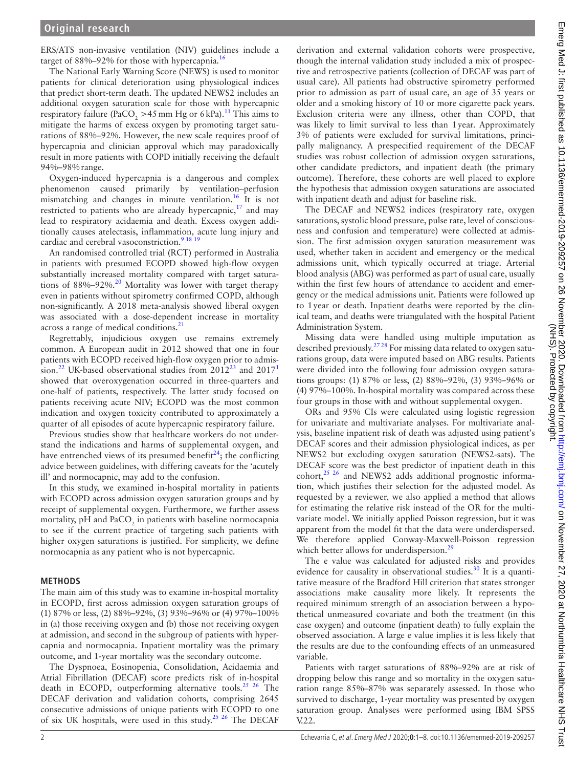ERS/ATS non-invasive ventilation (NIV) guidelines include a target of 88%–92% for those with hypercapnia.[16]

The National Early Warning Score (NEWS) is used to monitor patients for clinical deterioration using physiological indices that predict short-term death. The updated NEWS2 includes an additional oxygen saturation scale for those with hypercapnic respiratory failure ($PaCO_2$ >45 mm Hg or 6 kPa).[11] This aims to mitigate the harms of excess oxygen by promoting target saturations of 88%–92%. However, the new scale requires proof of hypercapnia and clinician approval which may paradoxically result in more patients with COPD initially receiving the default 94%–98% range.

Oxygen-induced hypercapnia is a dangerous and complex phenomenon caused primarily by ventilation–perfusion mismatching and changes in minute ventilation.[16] It is not restricted to patients who are already hypercapnic,[17] and may lead to respiratory acidaemia and death. Excess oxygen additionally causes atelectasis, inflammation, acute lung injury and cardiac and cerebral vasoconstriction.[9 18 19]

An randomised controlled trial (RCT) performed in Australia in patients with presumed ECOPD showed high-flow oxygen substantially increased mortality compared with target saturations of 88%–92%.[20] Mortality was lower with target therapy even in patients without spirometry confirmed COPD, although non-significantly. A 2018 meta-analysis showed liberal oxygen was associated with a dose-dependent increase in mortality across a range of medical conditions.[21]

Regrettably, injudicious oxygen use remains extremely common. A European audit in 2012 showed that one in four patients with ECOPD received high-flow oxygen prior to admission.[22] UK-based observational studies from 2012[23] and 2017[1] showed that overoxygenation occurred in three-quarters and one-half of patients, respectively. The latter study focused on patients receiving acute NIV; ECOPD was the most common indication and oxygen toxicity contributed to approximately a quarter of all episodes of acute hypercapnic respiratory failure.

Previous studies show that healthcare workers do not understand the indications and harms of supplemental oxygen, and have entrenched views of its presumed benefit[24]; the conflicting advice between guidelines, with differing caveats for the 'acutely ill' and normocapnic, may add to the confusion.

In this study, we examined in-hospital mortality in patients with ECOPD across admission oxygen saturation groups and by receipt of supplemental oxygen. Furthermore, we further assess mortality, pH and $PaCO_2$ in patients with baseline normocapnia to see if the current practice of targeting such patients with higher oxygen saturations is justified. For simplicity, we define normocapnia as any patient who is not hypercapnic.

## METHODS

The main aim of this study was to examine in-hospital mortality in ECOPD, first across admission oxygen saturation groups of (1) 87% or less, (2) 88%–92%, (3) 93%–96% or (4) 97%–100% in (a) those receiving oxygen and (b) those not receiving oxygen at admission, and second in the subgroup of patients with hypercapnia and normocapnia. Inpatient mortality was the primary outcome, and 1-year mortality was the secondary outcome.

The Dyspnoea, Eosinopenia, Consolidation, Acidaemia and Atrial Fibrillation (DECAF) score predicts risk of in-hospital death in ECOPD, outperforming alternative tools.[25 26] The DECAF derivation and validation cohorts, comprising 2645 consecutive admissions of unique patients with ECOPD to one of six UK hospitals, were used in this study.[25 26] The DECAF derivation and external validation cohorts were prospective, though the internal validation study included a mix of prospective and retrospective patients (collection of DECAF was part of usual care). All patients had obstructive spirometry performed prior to admission as part of usual care, an age of 35 years or older and a smoking history of 10 or more cigarette pack years. Exclusion criteria were any illness, other than COPD, that was likely to limit survival to less than 1 year. Approximately 3% of patients were excluded for survival limitations, principally malignancy. A prespecified requirement of the DECAF studies was robust collection of admission oxygen saturations, other candidate predictors, and inpatient death (the primary outcome). Therefore, these cohorts are well placed to explore the hypothesis that admission oxygen saturations are associated with inpatient death and adjust for baseline risk.

The DECAF and NEWS2 indices (respiratory rate, oxygen saturations, systolic blood pressure, pulse rate, level of consciousness and confusion and temperature) were collected at admission. The first admission oxygen saturation measurement was used, whether taken in accident and emergency or the medical admissions unit, which typically occurred at triage. Arterial blood analysis (ABG) was performed as part of usual care, usually within the first few hours of attendance to accident and emergency or the medical admissions unit. Patients were followed up to 1 year or death. Inpatient deaths were reported by the clinical team, and deaths were triangulated with the hospital Patient Administration System.

Missing data were handled using multiple imputation as described previously.[27 28] For missing data related to oxygen saturations group, data were imputed based on ABG results. Patients were divided into the following four admission oxygen saturations groups: (1) 87% or less, (2) 88%–92%, (3) 93%–96% or (4) 97%–100%. In-hospital mortality was compared across these four groups in those with and without supplemental oxygen.

ORs and 95% CIs were calculated using logistic regression for univariate and multivariate analyses. For multivariate analysis, baseline inpatient risk of death was adjusted using patient's DECAF scores and their admission physiological indices, as per NEWS2 but excluding oxygen saturation (NEWS2-sats). The DECAF score was the best predictor of inpatient death in this cohort,[25 26] and NEWS2 adds additional prognostic information, which justifies their selection for the adjusted model. As requested by a reviewer, we also applied a method that allows for estimating the relative risk instead of the OR for the multivariate model. We initially applied Poisson regression, but it was apparent from the model fit that the data were underdispersed. We therefore applied Conway-Maxwell-Poisson regression which better allows for underdispersion.[29]

The e value was calculated for adjusted risks and provides evidence for causality in observational studies.[30] It is a quantitative measure of the Bradford Hill criterion that states stronger associations make causality more likely. It represents the required minimum strength of an association between a hypothetical unmeasured covariate and both the treatment (in this case oxygen) and outcome (inpatient death) to fully explain the observed association. A large e value implies it is less likely that the results are due to the confounding effects of an unmeasured variable.

Patients with target saturations of 88%–92% are at risk of dropping below this range and so mortality in the oxygen saturation range 85%–87% was separately assessed. In those who survived to discharge, 1-year mortality was presented by oxygen saturation group. Analyses were performed using IBM SPSS V.22.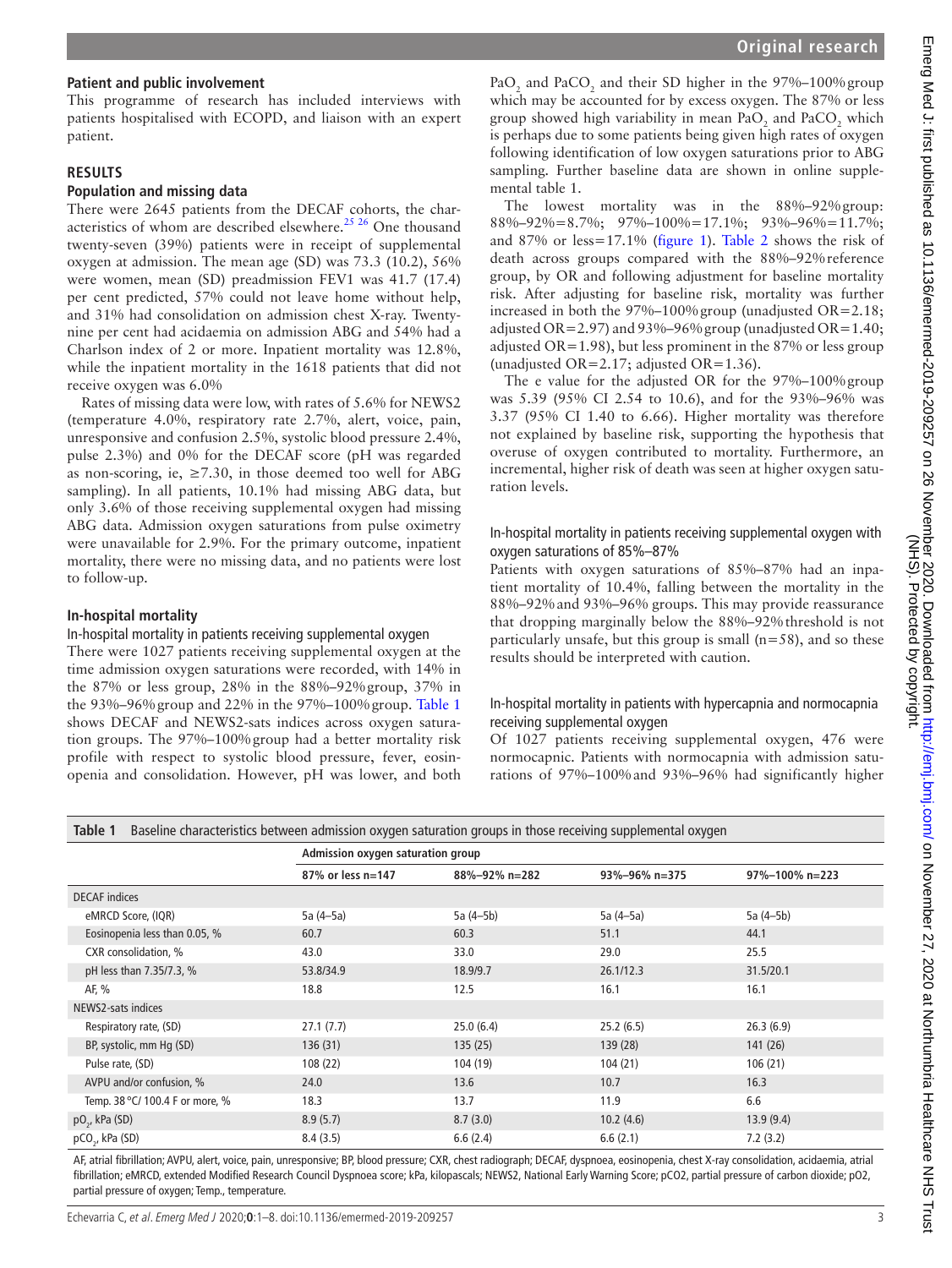### Patient and public involvement

This programme of research has included interviews with patients hospitalised with ECOPD, and liaison with an expert patient.

## RESULTS

### Population and missing data

There were 2645 patients from the DECAF cohorts, the characteristics of whom are described elsewhere.[25 26] One thousand twenty-seven (39%) patients were in receipt of supplemental oxygen at admission. The mean age (SD) was 73.3 (10.2), 56% were women, mean (SD) preadmission FEV1 was 41.7 (17.4) per cent predicted, 57% could not leave home without help, and 31% had consolidation on admission chest X-ray. Twenty-nine per cent had acidaemia on admission ABG and 54% had a Charlson index of 2 or more. Inpatient mortality was 12.8%, while the inpatient mortality in the 1618 patients that did not receive oxygen was 6.0%

Rates of missing data were low, with rates of 5.6% for NEWS2 (temperature 4.0%, respiratory rate 2.7%, alert, voice, pain, unresponsive and confusion 2.5%, systolic blood pressure 2.4%, pulse 2.3%) and 0% for the DECAF score (pH was regarded as non-scoring, ie, ≥7.30, in those deemed too well for ABG sampling). In all patients, 10.1% had missing ABG data, but only 3.6% of those receiving supplemental oxygen had missing ABG data. Admission oxygen saturations from pulse oximetry were unavailable for 2.9%. For the primary outcome, inpatient mortality, there were no missing data, and no patients were lost to follow-up.

### In-hospital mortality

#### In-hospital mortality in patients receiving supplemental oxygen

There were 1027 patients receiving supplemental oxygen at the time admission oxygen saturations were recorded, with 14% in the 87% or less group, 28% in the 88%–92% group, 37% in the 93%–96% group and 22% in the 97%–100% group. Table 1 shows DECAF and NEWS2-sats indices across oxygen saturation groups. The 97%–100% group had a better mortality risk profile with respect to systolic blood pressure, fever, eosinopenia and consolidation. However, pH was lower, and both $PaO_2$ and $PaCO_2$ and their SD higher in the 97%–100% group which may be accounted for by excess oxygen. The 87% or less group showed high variability in mean $PaO_2$ and $PaCO_2$ which is perhaps due to some patients being given high rates of oxygen following identification of low oxygen saturations prior to ABG sampling. Further baseline data are shown in online supplemental table 1.

The lowest mortality was in the 88%–92% group: 88%–92%=8.7%; 97%–100%=17.1%; 93%–96%=11.7%; and 87% or less=17.1% (figure 1). Table 2 shows the risk of death across groups compared with the 88%–92% reference group, by OR and following adjustment for baseline mortality risk. After adjusting for baseline risk, mortality was further increased in both the 97%–100% group (unadjusted OR=2.18; adjusted OR=2.97) and 93%–96% group (unadjusted OR=1.40; adjusted OR=1.98), but less prominent in the 87% or less group (unadjusted OR=2.17; adjusted OR=1.36).

The e value for the adjusted OR for the 97%–100% group was 5.39 (95% CI 2.54 to 10.6), and for the 93%–96% was 3.37 (95% CI 1.40 to 6.66). Higher mortality was therefore not explained by baseline risk, supporting the hypothesis that overuse of oxygen contributed to mortality. Furthermore, an incremental, higher risk of death was seen at higher oxygen saturation levels.

#### In-hospital mortality in patients receiving supplemental oxygen with oxygen saturations of 85%–87%

Patients with oxygen saturations of 85%–87% had an inpatient mortality of 10.4%, falling between the mortality in the 88%–92% and 93%–96% groups. This may provide reassurance that dropping marginally below the 88%–92% threshold is not particularly unsafe, but this group is small (n=58), and so these results should be interpreted with caution.

#### In-hospital mortality in patients with hypercapnia and normocapnia receiving supplemental oxygen

Of 1027 patients receiving supplemental oxygen, 476 were normocapnic. Patients with normocapnia with admission saturations of 97%–100% and 93%–96% had significantly higher

**Table 1** Baseline characteristics between admission oxygen saturation groups in those receiving supplemental oxygen

| | Admission oxygen saturation group | | | |
|---|---|---|---|---|
| | 87% or less n=147 | 88%–92% n=282 | 93%–96% n=375 | 97%–100% n=223 |
| DECAF indices | | | | |
| eMRCD Score, (IQR) | 5a (4–5a) | 5a (4–5b) | 5a (4–5a) | 5a (4–5b) |
| Eosinopenia less than 0.05, % | 60.7 | 60.3 | 51.1 | 44.1 |
| CXR consolidation, % | 43.0 | 33.0 | 29.0 | 25.5 |
| pH less than 7.35/7.3, % | 53.8/34.9 | 18.9/9.7 | 26.1/12.3 | 31.5/20.1 |
| AF, % | 18.8 | 12.5 | 16.1 | 16.1 |
| NEWS2-sats indices | | | | |
| Respiratory rate, (SD) | 27.1 (7.7) | 25.0 (6.4) | 25.2 (6.5) | 26.3 (6.9) |
| BP, systolic, mm Hg (SD) | 136 (31) | 135 (25) | 139 (28) | 141 (26) |
| Pulse rate, (SD) | 108 (22) | 104 (19) | 104 (21) | 106 (21) |
| AVPU and/or confusion, % | 24.0 | 13.6 | 10.7 | 16.3 |
| Temp. 38°C/100.4 F or more, % | 18.3 | 13.7 | 11.9 | 6.6 |
| $pO_2$, kPa (SD) | 8.9 (5.7) | 8.7 (3.0) | 10.2 (4.6) | 13.9 (9.4) |
| $pCO_2$, kPa (SD) | 8.4 (3.5) | 6.6 (2.4) | 6.6 (2.1) | 7.2 (3.2) |

AF, atrial fibrillation; AVPU, alert, voice, pain, unresponsive; BP, blood pressure; CXR, chest radiograph; DECAF, dyspnoea, eosinopenia, chest X-ray consolidation, acidaemia, atrial fibrillation; eMRCD, extended Modified Research Council Dyspnoea score; kPa, kilopascals; NEWS2, National Early Warning Score; pCO2, partial pressure of carbon dioxide; pO2, partial pressure of oxygen; Temp., temperature.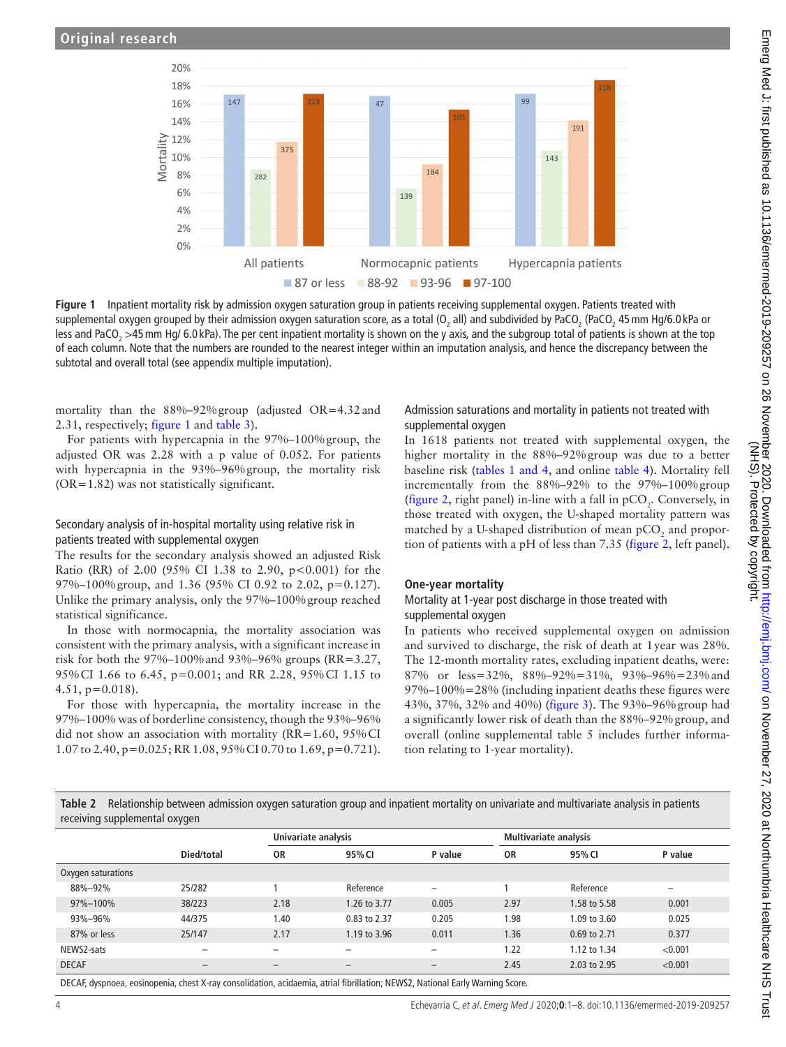Figure 1 Inpatient mortality risk by admission oxygen saturation group in patients receiving supplemental oxygen. Patients treated with supplemental oxygen grouped by their admission oxygen saturation score, as a total ($O_2$ all) and subdivided by $PaCO_2$ ($PaCO_2$ 45 mm Hg/6.0 kPa or less and $PaCO_2$ >45 mm Hg/ 6.0 kPa). The per cent inpatient mortality is shown on the y axis, and the subgroup total of patients is shown at the top of each column. Note that the numbers are rounded to the nearest integer within an imputation analysis, and hence the discrepancy between the subtotal and overall total (see appendix multiple imputation).

mortality than the 88%–92% group (adjusted OR=4.32 and 2.31, respectively; figure 1 and table 3).

For patients with hypercapnia in the 97%–100% group, the adjusted OR was 2.28 with a p value of 0.052. For patients with hypercapnia in the 93%–96% group, the mortality risk (OR=1.82) was not statistically significant.

### Secondary analysis of in-hospital mortality using relative risk in patients treated with supplemental oxygen

The results for the secondary analysis showed an adjusted Risk Ratio (RR) of 2.00 (95% CI 1.38 to 2.90, p<0.001) for the 97%–100% group, and 1.36 (95% CI 0.92 to 2.02, p=0.127). Unlike the primary analysis, only the 97%–100% group reached statistical significance.

In those with normocapnia, the mortality association was consistent with the primary analysis, with a significant increase in risk for both the 97%–100% and 93%–96% groups (RR=3.27, 95% CI 1.66 to 6.45, p=0.001; and RR 2.28, 95% CI 1.15 to 4.51, p=0.018).

For those with hypercapnia, the mortality increase in the 97%–100% was of borderline consistency, though the 93%–96% did not show an association with mortality (RR=1.60, 95% CI 1.07 to 2.40, p=0.025; RR 1.08, 95% CI 0.70 to 1.69, p=0.721).

### Admission saturations and mortality in patients not treated with supplemental oxygen

In 1618 patients not treated with supplemental oxygen, the higher mortality in the 88%–92% group was due to a better baseline risk (tables 1 and 4, and online table 4). Mortality fell incrementally from the 88%–92% to the 97%–100% group (figure 2, right panel) in-line with a fall in $pCO_2$. Conversely, in those treated with oxygen, the U-shaped mortality pattern was matched by a U-shaped distribution of mean $pCO_2$ and proportion of patients with a pH of less than 7.35 (figure 2, left panel).

## One-year mortality

### Mortality at 1-year post discharge in those treated with supplemental oxygen

In patients who received supplemental oxygen on admission and survived to discharge, the risk of death at 1 year was 28%. The 12-month mortality rates, excluding inpatient deaths, were: 87% or less=32%, 88%–92%=31%, 93%–96%=23% and 97%–100%=28% (including inpatient deaths these figures were 43%, 37%, 32% and 40%) (figure 3). The 93%–96% group had a significantly lower risk of death than the 88%–92% group, and overall (online supplemental table 5 includes further information relating to 1-year mortality).

**Table 2** Relationship between admission oxygen saturation group and inpatient mortality on univariate and multivariate analysis in patients receiving supplemental oxygen

| | Died/total | Univariate analysis | | | Multivariate analysis | | |
|---|---|---|---|---|---|---|---|
| | | OR | 95% CI | P value | OR | 95% CI | P value |
| Oxygen saturations | | | | | | | |
| 88%–92% | 25/282 | 1 | Reference | – | 1 | Reference | – |
| 97%–100% | 38/223 | 2.18 | 1.26 to 3.77 | 0.005 | 2.97 | 1.58 to 5.58 | 0.001 |
| 93%–96% | 44/375 | 1.40 | 0.83 to 2.37 | 0.205 | 1.98 | 1.09 to 3.60 | 0.025 |
| 87% or less | 25/147 | 2.17 | 1.19 to 3.96 | 0.011 | 1.36 | 0.69 to 2.71 | 0.377 |
| NEWS2-sats | – | – | – | – | 1.22 | 1.12 to 1.34 | <0.001 |
| DECAF | – | – | – | – | 2.45 | 2.03 to 2.95 | <0.001 |

DECAF, dyspnoea, eosinopenia, chest X-ray consolidation, acidaemia, atrial fibrillation; NEWS2, National Early Warning Score.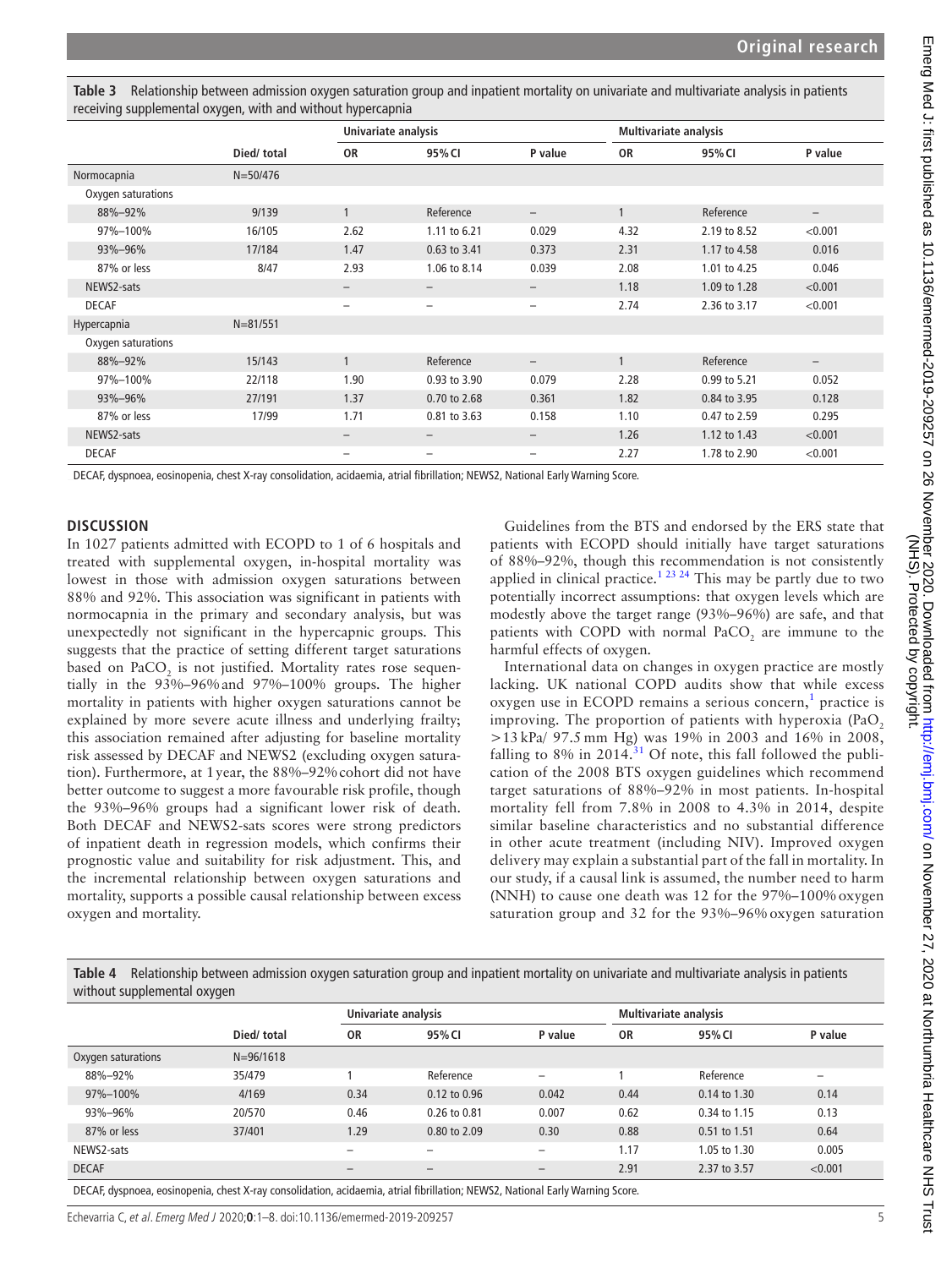**Table 3** Relationship between admission oxygen saturation group and inpatient mortality on univariate and multivariate analysis in patients receiving supplemental oxygen, with and without hypercapnia

| | | Univariate analysis | | | Multivariate analysis | | |
|---|---|---|---|---|---|---|---|
| | Died/ total | OR | 95% CI | P value | OR | 95% CI | P value |
| Normocapnia | N=50/476 | | | | | | |
| Oxygen saturations | | | | | | | |
| 88%–92% | 9/139 | 1 | Reference | – | 1 | Reference | – |
| 97%–100% | 16/105 | 2.62 | 1.11 to 6.21 | 0.029 | 4.32 | 2.19 to 8.52 | <0.001 |
| 93%–96% | 17/184 | 1.47 | 0.63 to 3.41 | 0.373 | 2.31 | 1.17 to 4.58 | 0.016 |
| 87% or less | 8/47 | 2.93 | 1.06 to 8.14 | 0.039 | 2.08 | 1.01 to 4.25 | 0.046 |
| NEWS2-sats | | – | – | – | 1.18 | 1.09 to 1.28 | <0.001 |
| DECAF | | – | – | – | 2.74 | 2.36 to 3.17 | <0.001 |
| Hypercapnia | N=81/551 | | | | | | |
| Oxygen saturations | | | | | | | |
| 88%–92% | 15/143 | 1 | Reference | – | 1 | Reference | – |
| 97%–100% | 22/118 | 1.90 | 0.93 to 3.90 | 0.079 | 2.28 | 0.99 to 5.21 | 0.052 |
| 93%–96% | 27/191 | 1.37 | 0.70 to 2.68 | 0.361 | 1.82 | 0.84 to 3.95 | 0.128 |
| 87% or less | 17/99 | 1.71 | 0.81 to 3.63 | 0.158 | 1.10 | 0.47 to 2.59 | 0.295 |
| NEWS2-sats | | – | – | – | 1.26 | 1.12 to 1.43 | <0.001 |
| DECAF | | – | – | – | 2.27 | 1.78 to 2.90 | <0.001 |

DECAF, dyspnoea, eosinopenia, chest X-ray consolidation, acidaemia, atrial fibrillation; NEWS2, National Early Warning Score.

## DISCUSSION

In 1027 patients admitted with ECOPD to 1 of 6 hospitals and treated with supplemental oxygen, in-hospital mortality was lowest in those with admission oxygen saturations between 88% and 92%. This association was significant in patients with normocapnia in the primary and secondary analysis, but was unexpectedly not significant in the hypercapnic groups. This suggests that the practice of setting different target saturations based on $PaCO_2$ is not justified. Mortality rates rose sequentially in the 93%–96% and 97%–100% groups. The higher mortality in patients with higher oxygen saturations cannot be explained by more severe acute illness and underlying frailty; this association remained after adjusting for baseline mortality risk assessed by DECAF and NEWS2 (excluding oxygen saturation). Furthermore, at 1 year, the 88%–92% cohort did not have better outcome to suggest a more favourable risk profile, though the 93%–96% groups had a significant lower risk of death. Both DECAF and NEWS2-sats scores were strong predictors of inpatient death in regression models, which confirms their prognostic value and suitability for risk adjustment. This, and the incremental relationship between oxygen saturations and mortality, supports a possible causal relationship between excess oxygen and mortality.

Guidelines from the BTS and endorsed by the ERS state that patients with ECOPD should initially have target saturations of 88%–92%, though this recommendation is not consistently applied in clinical practice.[1 23 24] This may be partly due to two potentially incorrect assumptions: that oxygen levels which are modestly above the target range (93%–96%) are safe, and that patients with COPD with normal $PaCO_2$ are immune to the harmful effects of oxygen.

International data on changes in oxygen practice are mostly lacking. UK national COPD audits show that while excess oxygen use in ECOPD remains a serious concern,[1] practice is improving. The proportion of patients with hyperoxia ($PaO_2$ >13 kPa/ 97.5 mm Hg) was 19% in 2003 and 16% in 2008, falling to 8% in 2014.[31] Of note, this fall followed the publication of the 2008 BTS oxygen guidelines which recommend target saturations of 88%–92% in most patients. In-hospital mortality fell from 7.8% in 2008 to 4.3% in 2014, despite similar baseline characteristics and no substantial difference in other acute treatment (including NIV). Improved oxygen delivery may explain a substantial part of the fall in mortality. In our study, if a causal link is assumed, the number need to harm (NNH) to cause one death was 12 for the 97%–100% oxygen saturation group and 32 for the 93%–96% oxygen saturation

**Table 4** Relationship between admission oxygen saturation group and inpatient mortality on univariate and multivariate analysis in patients without supplemental oxygen

| | | Univariate analysis | | | Multivariate analysis | | |
|---|---|---|---|---|---|---|---|
| | Died/ total | OR | 95% CI | P value | OR | 95% CI | P value |
| Oxygen saturations | N=96/1618 | | | | | | |
| 88%–92% | 35/479 | 1 | Reference | – | 1 | Reference | – |
| 97%–100% | 4/169 | 0.34 | 0.12 to 0.96 | 0.042 | 0.44 | 0.14 to 1.30 | 0.14 |
| 93%–96% | 20/570 | 0.46 | 0.26 to 0.81 | 0.007 | 0.62 | 0.34 to 1.15 | 0.13 |
| 87% or less | 37/401 | 1.29 | 0.80 to 2.09 | 0.30 | 0.88 | 0.51 to 1.51 | 0.64 |
| NEWS2-sats | | – | – | – | 1.17 | 1.05 to 1.30 | 0.005 |
| DECAF | | – | – | – | 2.91 | 2.37 to 3.57 | <0.001 |

DECAF, dyspnoea, eosinopenia, chest X-ray consolidation, acidaemia, atrial fibrillation; NEWS2, National Early Warning Score.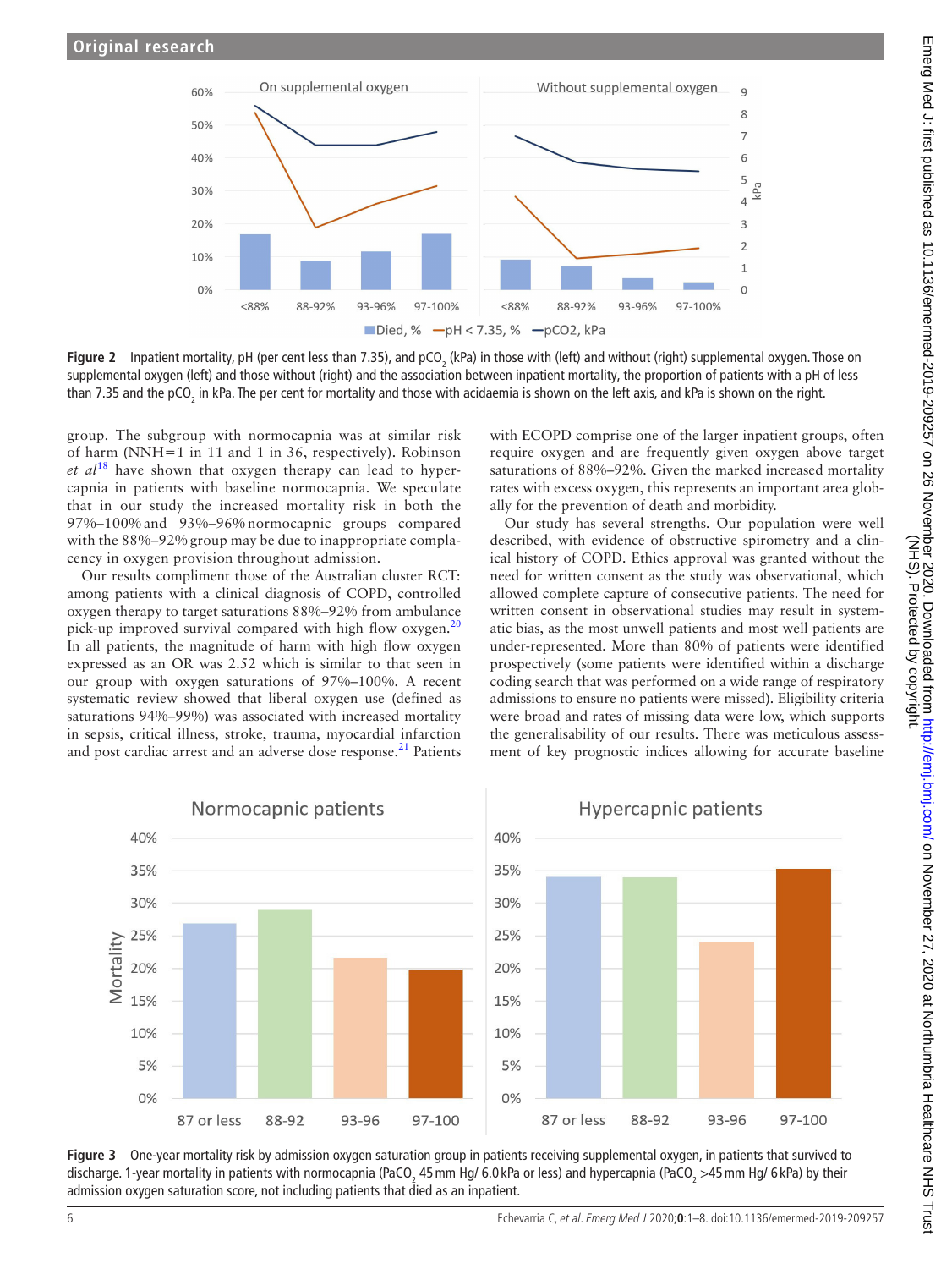Figure 2 Inpatient mortality, pH (per cent less than 7.35), and $pCO_2$ (kPa) in those with (left) and without (right) supplemental oxygen. Those on supplemental oxygen (left) and those without (right) and the association between inpatient mortality, the proportion of patients with a pH of less than 7.35 and the $pCO_2$ in kPa. The per cent for mortality and those with acidaemia is shown on the left axis, and kPa is shown on the right.

group. The subgroup with normocapnia was at similar risk of harm (NNH=1 in 11 and 1 in 36, respectively). Robinson *et al*[18] have shown that oxygen therapy can lead to hypercapnia in patients with baseline normocapnia. We speculate that in our study the increased mortality risk in both the 97%–100% and 93%–96% normocapnic groups compared with the 88%–92% group may be due to inappropriate complacency in oxygen provision throughout admission.

Our results compliment those of the Australian cluster RCT: among patients with a clinical diagnosis of COPD, controlled oxygen therapy to target saturations 88%–92% from ambulance pick-up improved survival compared with high flow oxygen.[20] In all patients, the magnitude of harm with high flow oxygen expressed as an OR was 2.52 which is similar to that seen in our group with oxygen saturations of 97%–100%. A recent systematic review showed that liberal oxygen use (defined as saturations 94%–99%) was associated with increased mortality in sepsis, critical illness, stroke, trauma, myocardial infarction and post cardiac arrest and an adverse dose response.[21] Patients with ECOPD comprise one of the larger inpatient groups, often require oxygen and are frequently given oxygen above target saturations of 88%–92%. Given the marked increased mortality rates with excess oxygen, this represents an important area globally for the prevention of death and morbidity.

Our study has several strengths. Our population were well described, with evidence of obstructive spirometry and a clinical history of COPD. Ethics approval was granted without the need for written consent as the study was observational, which allowed complete capture of consecutive patients. The need for written consent in observational studies may result in systematic bias, as the most unwell patients and most well patients are under-represented. More than 80% of patients were identified prospectively (some patients were identified within a discharge coding search that was performed on a wide range of respiratory admissions to ensure no patients were missed). Eligibility criteria were broad and rates of missing data were low, which supports the generalisability of our results. There was meticulous assessment of key prognostic indices allowing for accurate baseline

Figure 3 One-year mortality risk by admission oxygen saturation group in patients receiving supplemental oxygen, in patients that survived to discharge. 1-year mortality in patients with normocapnia ($PaCO_2$ 45 mm Hg/ 6.0 kPa or less) and hypercapnia ($PaCO_2$ >45 mm Hg/ 6 kPa) by their admission oxygen saturation score, not including patients that died as an inpatient.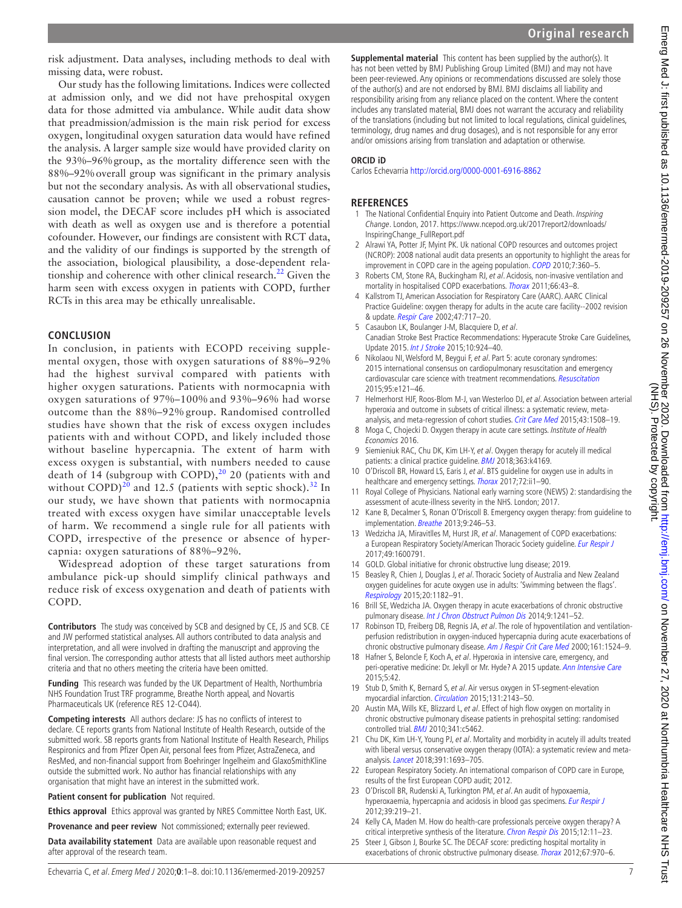risk adjustment. Data analyses, including methods to deal with missing data, were robust.

Our study has the following limitations. Indices were collected at admission only, and we did not have prehospital oxygen data for those admitted via ambulance. While audit data show that preadmission/admission is the main risk period for excess oxygen, longitudinal oxygen saturation data would have refined the analysis. A larger sample size would have provided clarity on the 93%–96% group, as the mortality difference seen with the 88%–92% overall group was significant in the primary analysis but not the secondary analysis. As with all observational studies, causation cannot be proven; while we used a robust regression model, the DECAF score includes pH which is associated with death as well as oxygen use and is therefore a potential cofounder. However, our findings are consistent with RCT data, and the validity of our findings is supported by the strength of the association, biological plausibility, a dose-dependent relationship and coherence with other clinical research.[22] Given the harm seen with excess oxygen in patients with COPD, further RCTs in this area may be ethically unrealisable.

## CONCLUSION

In conclusion, in patients with ECOPD receiving supplemental oxygen, those with oxygen saturations of 88%–92% had the highest survival compared with patients with higher oxygen saturations. Patients with normocapnia with oxygen saturations of 97%–100% and 93%–96% had worse outcome than the 88%–92% group. Randomised controlled studies have shown that the risk of excess oxygen includes patients with and without COPD, and likely included those without baseline hypercapnia. The extent of harm with excess oxygen is substantial, with numbers needed to cause death of 14 (subgroup with COPD),[20] 20 (patients with and without COPD)[20] and 12.5 (patients with septic shock).[32] In our study, we have shown that patients with normocapnia treated with excess oxygen have similar unacceptable levels of harm. We recommend a single rule for all patients with COPD, irrespective of the presence or absence of hypercapnia: oxygen saturations of 88%–92%.

Widespread adoption of these target saturations from ambulance pick-up should simplify clinical pathways and reduce risk of excess oxygenation and death of patients with COPD.

**Contributors** The study was conceived by SCB and designed by CE, JS and SCB. CE and JW performed statistical analyses. All authors contributed to data analysis and interpretation, and all were involved in drafting the manuscript and approving the final version. The corresponding author attests that all listed authors meet authorship criteria and that no others meeting the criteria have been omitted.

**Funding** This research was funded by the UK Department of Health, Northumbria NHS Foundation Trust TRF programme, Breathe North appeal, and Novartis Pharmaceuticals UK (reference RES 12-CO44).

**Competing interests** All authors declare: JS has no conflicts of interest to declare. CE reports grants from National Institute of Health Research, outside of the submitted work. SB reports grants from National Institute of Health Research, Philips Respironics and from Pfizer Open Air, personal fees from Pfizer, AstraZeneca, and ResMed, and non-financial support from Boehringer Ingelheim and GlaxoSmithKline outside the submitted work. No author has financial relationships with any organisation that might have an interest in the submitted work.

**Patient consent for publication** Not required.

**Ethics approval** Ethics approval was granted by NRES Committee North East, UK.

**Provenance and peer review** Not commissioned; externally peer reviewed.

**Data availability statement** Data are available upon reasonable request and after approval of the research team.

**Supplemental material** This content has been supplied by the author(s). It has not been vetted by BMJ Publishing Group Limited (BMJ) and may not have been peer-reviewed. Any opinions or recommendations discussed are solely those of the author(s) and are not endorsed by BMJ. BMJ disclaims all liability and responsibility arising from any reliance placed on the content. Where the content includes any translated material, BMJ does not warrant the accuracy and reliability of the translations (including but not limited to local regulations, clinical guidelines, terminology, drug names and drug dosages), and is not responsible for any error and/or omissions arising from translation and adaptation or otherwise.

### ORCID iD

Carlos Echevarria http://orcid.org/0000-0001-6916-8862

## REFERENCES

1. The National Confidential Enquiry into Patient Outcome and Death. *Inspiring Change*. London, 2017. https://www.ncepod.org.uk/2017report2/downloads/InspiringChange_FullReport.pdf
2. Alrawi YA, Potter JF, Myint PK. Uk national COPD resources and outcomes project (NCROP): 2008 national audit data presents an opportunity to highlight the areas for improvement in COPD care in the ageing population. *COPD* 2010;7:360–5.
3. Roberts CM, Stone RA, Buckingham RJ, *et al*. Acidosis, non-invasive ventilation and mortality in hospitalised COPD exacerbations. *Thorax* 2011;66:43–8.
4. Kallstrom TJ, American Association for Respiratory Care (AARC). AARC Clinical Practice Guideline: oxygen therapy for adults in the acute care facility--2002 revision & update. *Respir Care* 2002;47:717–20.
5. Casaubon LK, Boulanger J-M, Blacquiere D, *et al*. Canadian Stroke Best Practice Recommendations: Hyperacute Stroke Care Guidelines, Update 2015. *Int J Stroke* 2015;10:924–40.
6. Nikolaou NI, Welsford M, Beygui F, *et al*. Part 5: acute coronary syndromes: 2015 international consensus on cardiopulmonary resuscitation and emergency cardiovascular care science with treatment recommendations. *Resuscitation* 2015;95:e121–46.
7. Helmerhorst HJF, Roos-Blom M-J, van Westerloo DJ, *et al*. Association between arterial hyperoxia and outcome in subsets of critical illness: a systematic review, meta-analysis, and meta-regression of cohort studies. *Crit Care Med* 2015;43:1508–19.
8. Moga C, Chojecki D. Oxygen therapy in acute care settings. *Institute of Health Economics* 2016.
9. Siemieniuk RAC, Chu DK, Kim LH-Y, *et al*. Oxygen therapy for acutely ill medical patients: a clinical practice guideline. *BMJ* 2018;363:k4169.
10. O'Driscoll BR, Howard LS, Earis J, *et al*. BTS guideline for oxygen use in adults in healthcare and emergency settings. *Thorax* 2017;72:ii1–90.
11. Royal College of Physicians. National early warning score (NEWS) 2: standardising the assessment of acute-illness severity in the NHS. London; 2017.
12. Kane B, Decalmer S, Ronan O'Driscoll B. Emergency oxygen therapy: from guideline to implementation. *Breathe* 2013;9:246–53.
13. Wedzicha JA, Miravitlles M, Hurst JR, *et al*. Management of COPD exacerbations: a European Respiratory Society/American Thoracic Society guideline. *Eur Respir J* 2017;49:1600791.
14. GOLD. Global initiative for chronic obstructive lung disease; 2019.
15. Beasley R, Chien J, Douglas J, *et al*. Thoracic Society of Australia and New Zealand oxygen guidelines for acute oxygen use in adults: 'Swimming between the flags'. *Respirology* 2015;20:1182–91.
16. Brill SE, Wedzicha JA. Oxygen therapy in acute exacerbations of chronic obstructive pulmonary disease. *Int J Chron Obstruct Pulmon Dis* 2014;9:1241–52.
17. Robinson TD, Freiberg DB, Regnis JA, *et al*. The role of hypoventilation and ventilation-perfusion redistribution in oxygen-induced hypercapnia during acute exacerbations of chronic obstructive pulmonary disease. *Am J Respir Crit Care Med* 2000;161:1524–9.
18. Hafner S, Beloncle F, Koch A, *et al*. Hyperoxia in intensive care, emergency, and peri-operative medicine: Dr. Jekyll or Mr. Hyde? A 2015 update. *Ann Intensive Care* 2015;5:42.
19. Stub D, Smith K, Bernard S, *et al*. Air versus oxygen in ST-segment-elevation myocardial infarction. *Circulation* 2015;131:2143–50.
20. Austin MA, Wills KE, Blizzard L, *et al*. Effect of high flow oxygen on mortality in chronic obstructive pulmonary disease patients in prehospital setting: randomised controlled trial. *BMJ* 2010;341:c5462.
21. Chu DK, Kim LH-Y, Young PJ, *et al*. Mortality and morbidity in acutely ill adults treated with liberal versus conservative oxygen therapy (IOTA): a systematic review and meta-analysis. *Lancet* 2018;391:1693–705.
22. European Respiratory Society. An international comparison of COPD care in Europe, results of the first European COPD audit; 2012.
23. O'Driscoll BR, Rudenski A, Turkington PM, *et al*. An audit of hypoxaemia, hyperoxaemia, hypercapnia and acidosis in blood gas specimens. *Eur Respir J* 2012;39:219–21.
24. Kelly CA, Maden M. How do health-care professionals perceive oxygen therapy? A critical interpretive synthesis of the literature. *Chron Respir Dis* 2015;12:11–23.
25. Steer J, Gibson J, Bourke SC. The DECAF score: predicting hospital mortality in exacerbations of chronic obstructive pulmonary disease. *Thorax* 2012;67:970–6.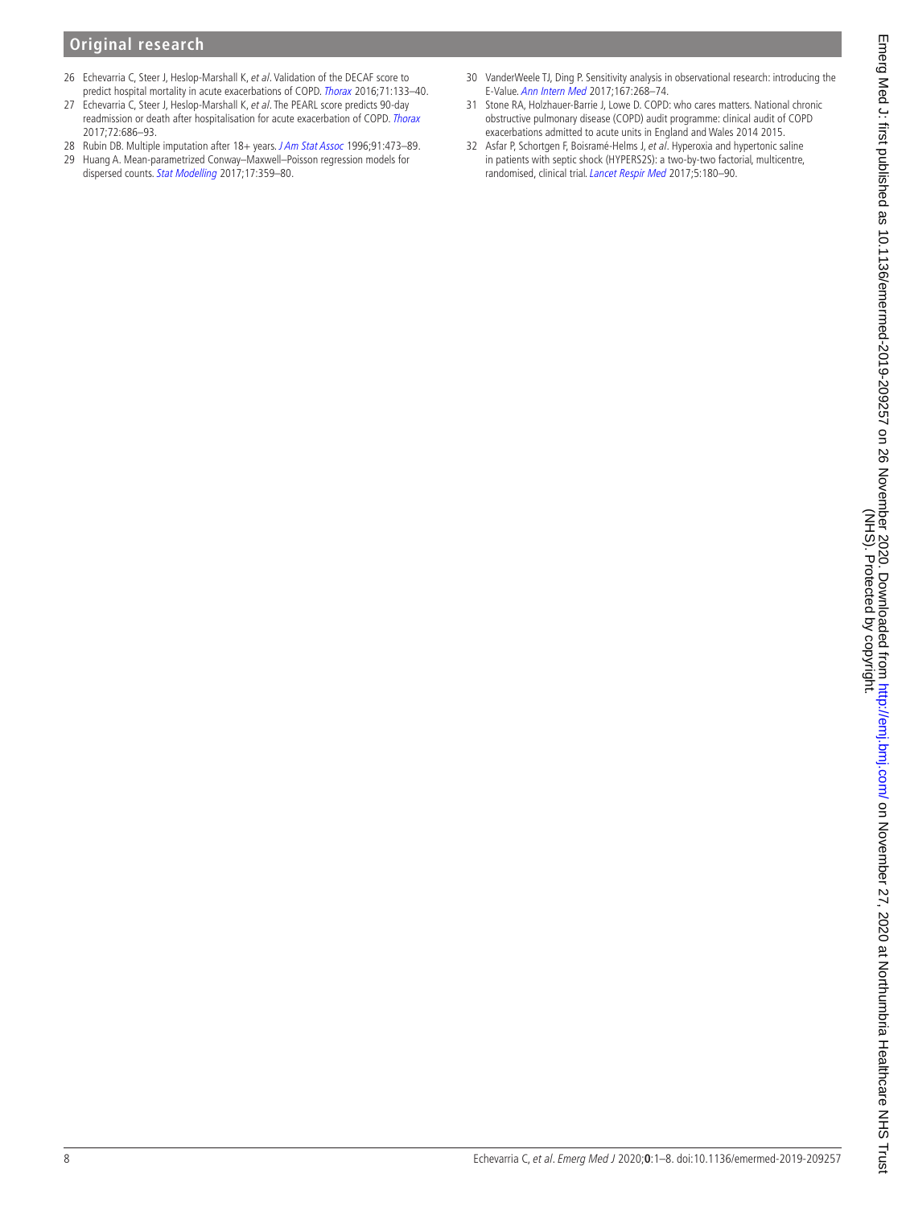26 Echevarria C, Steer J, Heslop-Marshall K, *et al*. Validation of the DECAF score to predict hospital mortality in acute exacerbations of COPD. *Thorax* 2016;71:133–40.

27 Echevarria C, Steer J, Heslop-Marshall K, *et al*. The PEARL score predicts 90-day readmission or death after hospitalisation for acute exacerbation of COPD. *Thorax* 2017;72:686–93.

28 Rubin DB. Multiple imputation after 18+ years. *J Am Stat Assoc* 1996;91:473–89.

29 Huang A. Mean-parametrized Conway–Maxwell–Poisson regression models for dispersed counts. *Stat Modelling* 2017;17:359–80.

30 VanderWeele TJ, Ding P. Sensitivity analysis in observational research: introducing the E-Value. *Ann Intern Med* 2017;167:268–74.

31 Stone RA, Holzhauer-Barrie J, Lowe D. COPD: who cares matters. National chronic obstructive pulmonary disease (COPD) audit programme: clinical audit of COPD exacerbations admitted to acute units in England and Wales 2014 2015.

32 Asfar P, Schortgen F, Boisramé-Helms J, *et al*. Hyperoxia and hypertonic saline in patients with septic shock (HYPERS2S): a two-by-two factorial, multicentre, randomised, clinical trial. *Lancet Respir Med* 2017;5:180–90.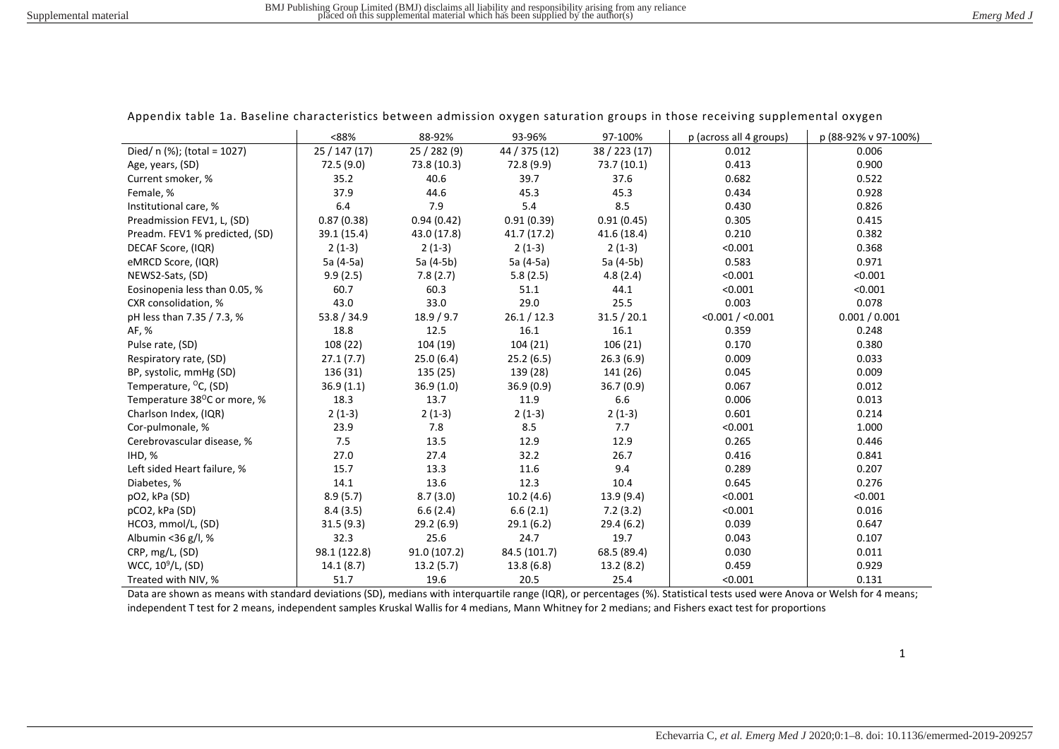Appendix table 1a. Baseline characteristics between admission oxygen saturation groups in those receiving supplemental oxygen

| | <88% | 88-92% | 93-96% | 97-100% | p (across all 4 groups) | p (88-92% v 97-100%) |
|---|---|---|---|---|---|---|
| Died/ n (%); (total = 1027) | 25 / 147 (17) | 25 / 282 (9) | 44 / 375 (12) | 38 / 223 (17) | 0.012 | 0.006 |
| Age, years, (SD) | 72.5 (9.0) | 73.8 (10.3) | 72.8 (9.9) | 73.7 (10.1) | 0.413 | 0.900 |
| Current smoker, % | 35.2 | 40.6 | 39.7 | 37.6 | 0.682 | 0.522 |
| Female, % | 37.9 | 44.6 | 45.3 | 45.3 | 0.434 | 0.928 |
| Institutional care, % | 6.4 | 7.9 | 5.4 | 8.5 | 0.430 | 0.826 |
| Preadmission FEV1, L, (SD) | 0.87 (0.38) | 0.94 (0.42) | 0.91 (0.39) | 0.91 (0.45) | 0.305 | 0.415 |
| Preadm. FEV1 % predicted, (SD) | 39.1 (15.4) | 43.0 (17.8) | 41.7 (17.2) | 41.6 (18.4) | 0.210 | 0.382 |
| DECAF Score, (IQR) | 2 (1-3) | 2 (1-3) | 2 (1-3) | 2 (1-3) | <0.001 | 0.368 |
| eMRCD Score, (IQR) | 5a (4-5a) | 5a (4-5b) | 5a (4-5a) | 5a (4-5b) | 0.583 | 0.971 |
| NEWS2-Sats, (SD) | 9.9 (2.5) | 7.8 (2.7) | 5.8 (2.5) | 4.8 (2.4) | <0.001 | <0.001 |
| Eosinopenia less than 0.05, % | 60.7 | 60.3 | 51.1 | 44.1 | <0.001 | <0.001 |
| CXR consolidation, % | 43.0 | 33.0 | 29.0 | 25.5 | 0.003 | 0.078 |
| pH less than 7.35 / 7.3, % | 53.8 / 34.9 | 18.9 / 9.7 | 26.1 / 12.3 | 31.5 / 20.1 | <0.001 / <0.001 | 0.001 / 0.001 |
| AF, % | 18.8 | 12.5 | 16.1 | 16.1 | 0.359 | 0.248 |
| Pulse rate, (SD) | 108 (22) | 104 (19) | 104 (21) | 106 (21) | 0.170 | 0.380 |
| Respiratory rate, (SD) | 27.1 (7.7) | 25.0 (6.4) | 25.2 (6.5) | 26.3 (6.9) | 0.009 | 0.033 |
| BP, systolic, mmHg (SD) | 136 (31) | 135 (25) | 139 (28) | 141 (26) | 0.045 | 0.009 |
| Temperature, $^{O}$C, (SD) | 36.9 (1.1) | 36.9 (1.0) | 36.9 (0.9) | 36.7 (0.9) | 0.067 | 0.012 |
| Temperature 38$^{O}$C or more, % | 18.3 | 13.7 | 11.9 | 6.6 | 0.006 | 0.013 |
| Charlson Index, (IQR) | 2 (1-3) | 2 (1-3) | 2 (1-3) | 2 (1-3) | 0.601 | 0.214 |
| Cor-pulmonale, % | 23.9 | 7.8 | 8.5 | 7.7 | <0.001 | 1.000 |
| Cerebrovascular disease, % | 7.5 | 13.5 | 12.9 | 12.9 | 0.265 | 0.446 |
| IHD, % | 27.0 | 27.4 | 32.2 | 26.7 | 0.416 | 0.841 |
| Left sided Heart failure, % | 15.7 | 13.3 | 11.6 | 9.4 | 0.289 | 0.207 |
| Diabetes, % | 14.1 | 13.6 | 12.3 | 10.4 | 0.645 | 0.276 |
| pO2, kPa (SD) | 8.9 (5.7) | 8.7 (3.0) | 10.2 (4.6) | 13.9 (9.4) | <0.001 | <0.001 |
| pCO2, kPa (SD) | 8.4 (3.5) | 6.6 (2.4) | 6.6 (2.1) | 7.2 (3.2) | <0.001 | 0.016 |
| HCO3, mmol/L, (SD) | 31.5 (9.3) | 29.2 (6.9) | 29.1 (6.2) | 29.4 (6.2) | 0.039 | 0.647 |
| Albumin <36 g/l, % | 32.3 | 25.6 | 24.7 | 19.7 | 0.043 | 0.107 |
| CRP, mg/L, (SD) | 98.1 (122.8) | 91.0 (107.2) | 84.5 (101.7) | 68.5 (89.4) | 0.030 | 0.011 |
| WCC, $10^9$/L, (SD) | 14.1 (8.7) | 13.2 (5.7) | 13.8 (6.8) | 13.2 (8.2) | 0.459 | 0.929 |
| Treated with NIV, % | 51.7 | 19.6 | 20.5 | 25.4 | <0.001 | 0.131 |

Data are shown as means with standard deviations (SD), medians with interquartile range (IQR), or percentages (%). Statistical tests used were Anova or Welsh for 4 means; independent T test for 2 means, independent samples Kruskal Wallis for 4 medians, Mann Whitney for 2 medians; and Fishers exact test for proportions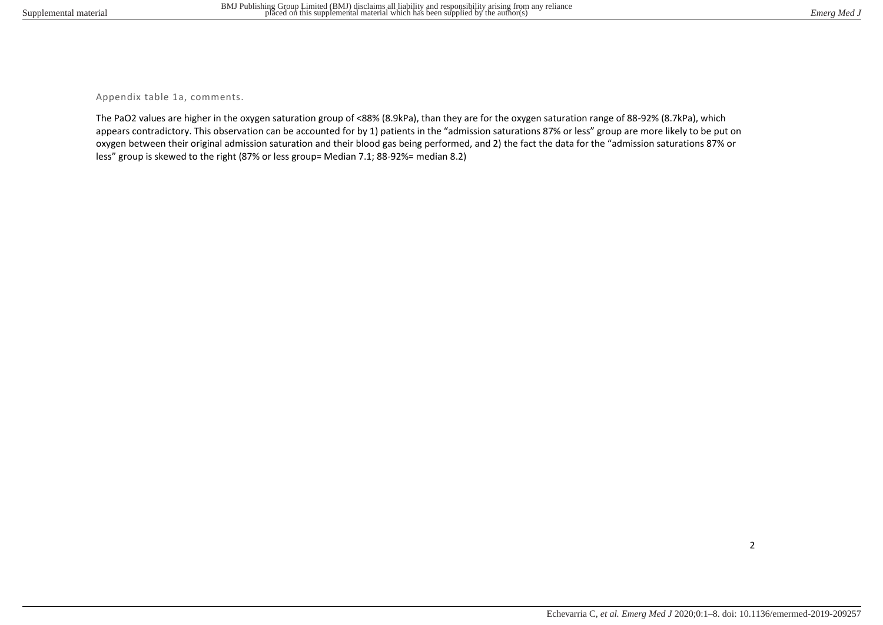Appendix table 1a, comments.

The PaO2 values are higher in the oxygen saturation group of <88% (8.9kPa), than they are for the oxygen saturation range of 88-92% (8.7kPa), which appears contradictory. This observation can be accounted for by 1) patients in the "admission saturations 87% or less" group are more likely to be put on oxygen between their original admission saturation and their blood gas being performed, and 2) the fact the data for the "admission saturations 87% or less" group is skewed to the right (87% or less group= Median 7.1; 88-92%= median 8.2)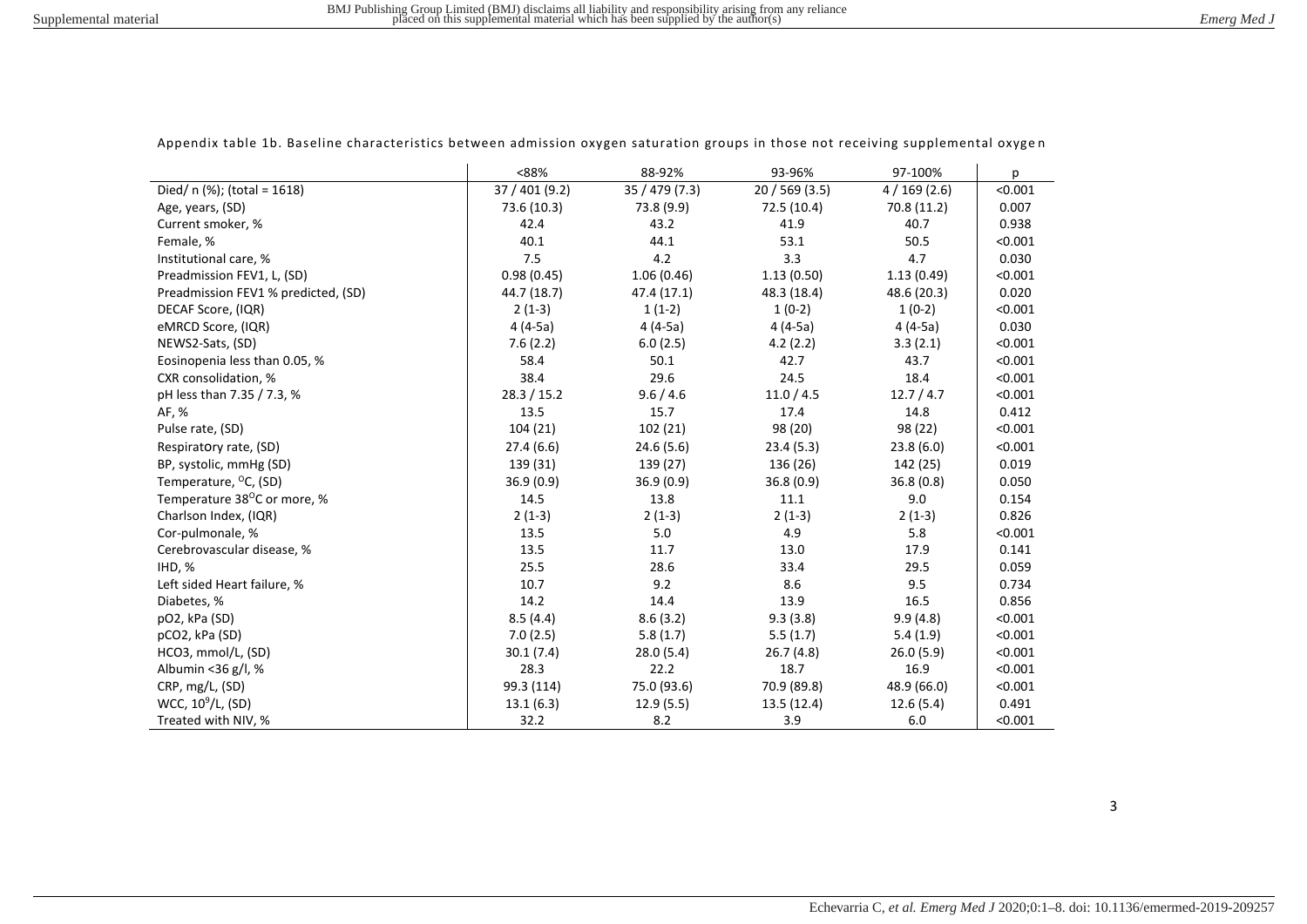Appendix table 1b. Baseline characteristics between admission oxygen saturation groups in those not receiving supplemental oxygen

| | <88% | 88-92% | 93-96% | 97-100% | p |
|---|---|---|---|---|---|
| Died/ n (%); (total = 1618) | 37 / 401 (9.2) | 35 / 479 (7.3) | 20 / 569 (3.5) | 4 / 169 (2.6) | <0.001 |
| Age, years, (SD) | 73.6 (10.3) | 73.8 (9.9) | 72.5 (10.4) | 70.8 (11.2) | 0.007 |
| Current smoker, % | 42.4 | 43.2 | 41.9 | 40.7 | 0.938 |
| Female, % | 40.1 | 44.1 | 53.1 | 50.5 | <0.001 |
| Institutional care, % | 7.5 | 4.2 | 3.3 | 4.7 | 0.030 |
| Preadmission FEV1, L, (SD) | 0.98 (0.45) | 1.06 (0.46) | 1.13 (0.50) | 1.13 (0.49) | <0.001 |
| Preadmission FEV1 % predicted, (SD) | 44.7 (18.7) | 47.4 (17.1) | 48.3 (18.4) | 48.6 (20.3) | 0.020 |
| DECAF Score, (IQR) | 2 (1-3) | 1 (1-2) | 1 (0-2) | 1 (0-2) | <0.001 |
| eMRCD Score, (IQR) | 4 (4-5a) | 4 (4-5a) | 4 (4-5a) | 4 (4-5a) | 0.030 |
| NEWS2-Sats, (SD) | 7.6 (2.2) | 6.0 (2.5) | 4.2 (2.2) | 3.3 (2.1) | <0.001 |
| Eosinopenia less than 0.05, % | 58.4 | 50.1 | 42.7 | 43.7 | <0.001 |
| CXR consolidation, % | 38.4 | 29.6 | 24.5 | 18.4 | <0.001 |
| pH less than 7.35 / 7.3, % | 28.3 / 15.2 | 9.6 / 4.6 | 11.0 / 4.5 | 12.7 / 4.7 | <0.001 |
| AF, % | 13.5 | 15.7 | 17.4 | 14.8 | 0.412 |
| Pulse rate, (SD) | 104 (21) | 102 (21) | 98 (20) | 98 (22) | <0.001 |
| Respiratory rate, (SD) | 27.4 (6.6) | 24.6 (5.6) | 23.4 (5.3) | 23.8 (6.0) | <0.001 |
| BP, systolic, mmHg (SD) | 139 (31) | 139 (27) | 136 (26) | 142 (25) | 0.019 |
| Temperature, $^{O}$C, (SD) | 36.9 (0.9) | 36.9 (0.9) | 36.8 (0.9) | 36.8 (0.8) | 0.050 |
| Temperature 38$^{O}$C or more, % | 14.5 | 13.8 | 11.1 | 9.0 | 0.154 |
| Charlson Index, (IQR) | 2 (1-3) | 2 (1-3) | 2 (1-3) | 2 (1-3) | 0.826 |
| Cor-pulmonale, % | 13.5 | 5.0 | 4.9 | 5.8 | <0.001 |
| Cerebrovascular disease, % | 13.5 | 11.7 | 13.0 | 17.9 | 0.141 |
| IHD, % | 25.5 | 28.6 | 33.4 | 29.5 | 0.059 |
| Left sided Heart failure, % | 10.7 | 9.2 | 8.6 | 9.5 | 0.734 |
| Diabetes, % | 14.2 | 14.4 | 13.9 | 16.5 | 0.856 |
| pO2, kPa (SD) | 8.5 (4.4) | 8.6 (3.2) | 9.3 (3.8) | 9.9 (4.8) | <0.001 |
| pCO2, kPa (SD) | 7.0 (2.5) | 5.8 (1.7) | 5.5 (1.7) | 5.4 (1.9) | <0.001 |
| HCO3, mmol/L, (SD) | 30.1 (7.4) | 28.0 (5.4) | 26.7 (4.8) | 26.0 (5.9) | <0.001 |
| Albumin <36 g/l, % | 28.3 | 22.2 | 18.7 | 16.9 | <0.001 |
| CRP, mg/L, (SD) | 99.3 (114) | 75.0 (93.6) | 70.9 (89.8) | 48.9 (66.0) | <0.001 |
| WCC, $10^{9}$/L, (SD) | 13.1 (6.3) | 12.9 (5.5) | 13.5 (12.4) | 12.6 (5.4) | 0.491 |
| Treated with NIV, % | 32.2 | 8.2 | 3.9 | 6.0 | <0.001 |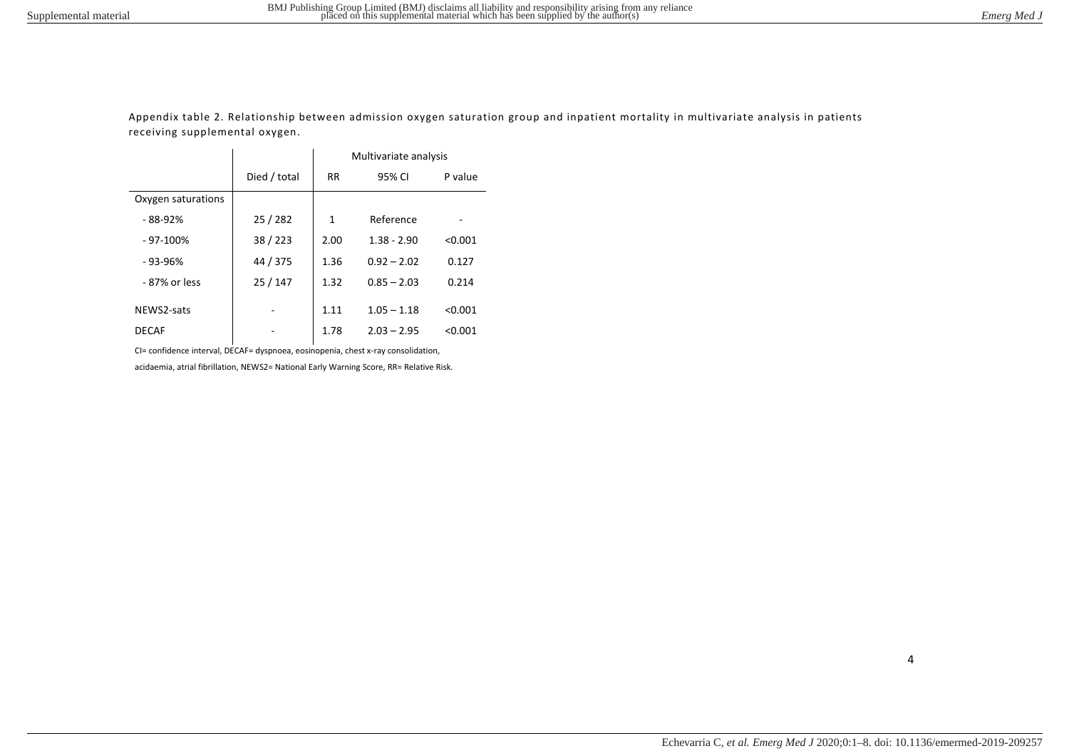Appendix table 2. Relationship between admission oxygen saturation group and inpatient mortality in multivariate analysis in patients receiving supplemental oxygen.

| | | Multivariate analysis | | |
|---|---|---|---|---|
| | Died / total | RR | 95% CI | P value |
| Oxygen saturations | | | | |
| - 88-92% | 25 / 282 | 1 | Reference | - |
| - 97-100% | 38 / 223 | 2.00 | 1.38 - 2.90 | <0.001 |
| - 93-96% | 44 / 375 | 1.36 | 0.92 – 2.02 | 0.127 |
| - 87% or less | 25 / 147 | 1.32 | 0.85 – 2.03 | 0.214 |
| NEWS2-sats | - | 1.11 | 1.05 – 1.18 | <0.001 |
| DECAF | - | 1.78 | 2.03 – 2.95 | <0.001 |

CI= confidence interval, DECAF= dyspnoea, eosinopenia, chest x-ray consolidation, acidaemia, atrial fibrillation, NEWS2= National Early Warning Score, RR= Relative Risk.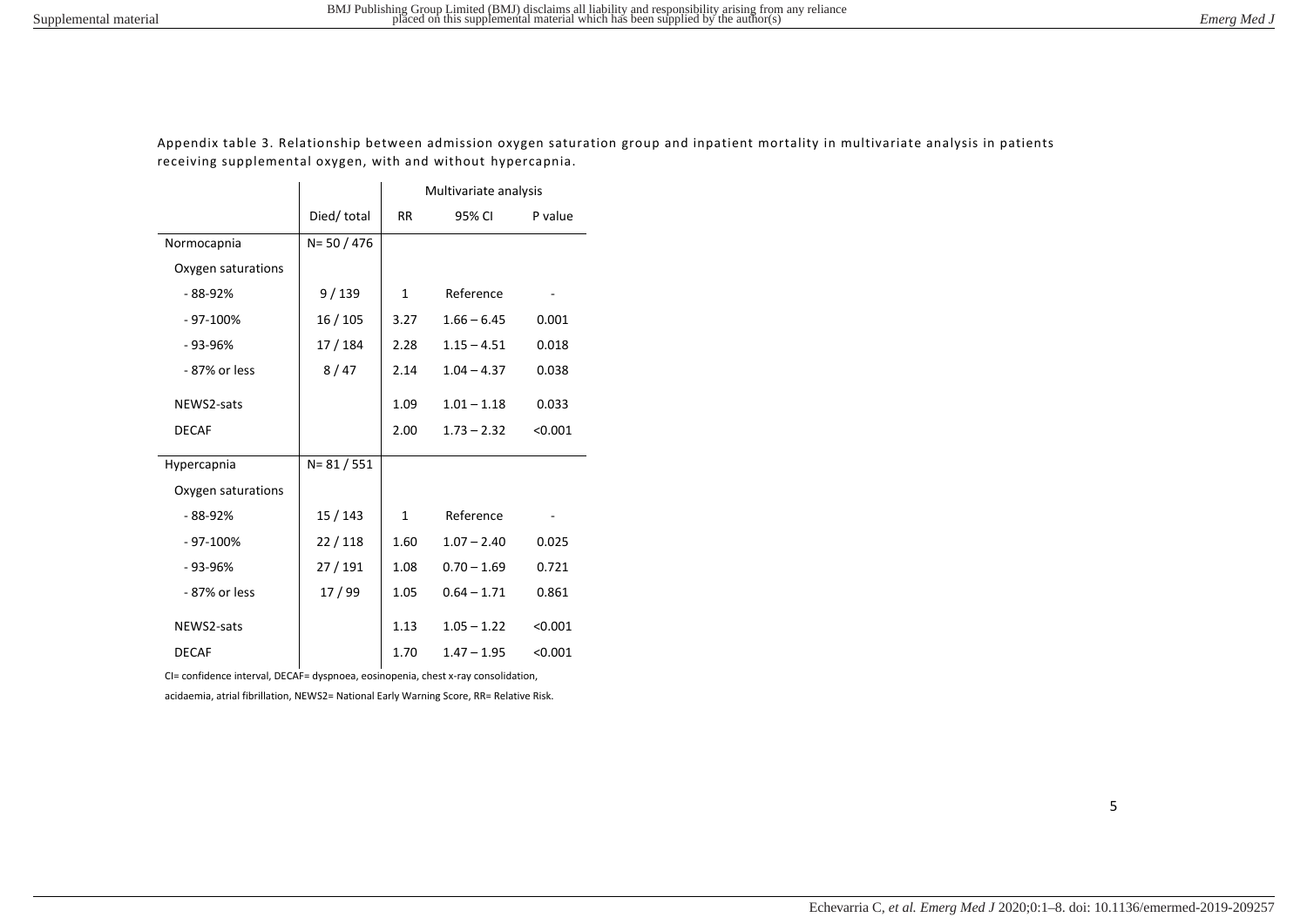Appendix table 3. Relationship between admission oxygen saturation group and inpatient mortality in multivariate analysis in patients receiving supplemental oxygen, with and without hypercapnia.

| | | Multivariate analysis | | |
|---|---|---|---|---|
| | Died/ total | RR | 95% CI | P value |
| Normocapnia | N= 50 / 476 | | | |
| Oxygen saturations | | | | |
| - 88-92% | 9 / 139 | 1 | Reference | - |
| - 97-100% | 16 / 105 | 3.27 | 1.66 – 6.45 | 0.001 |
| - 93-96% | 17 / 184 | 2.28 | 1.15 – 4.51 | 0.018 |
| - 87% or less | 8 / 47 | 2.14 | 1.04 – 4.37 | 0.038 |
| NEWS2-sats | | 1.09 | 1.01 – 1.18 | 0.033 |
| DECAF | | 2.00 | 1.73 – 2.32 | <0.001 |
| Hypercapnia | N= 81 / 551 | | | |
| Oxygen saturations | | | | |
| - 88-92% | 15 / 143 | 1 | Reference | - |
| - 97-100% | 22 / 118 | 1.60 | 1.07 – 2.40 | 0.025 |
| - 93-96% | 27 / 191 | 1.08 | 0.70 – 1.69 | 0.721 |
| - 87% or less | 17 / 99 | 1.05 | 0.64 – 1.71 | 0.861 |
| NEWS2-sats | | 1.13 | 1.05 – 1.22 | <0.001 |
| DECAF | | 1.70 | 1.47 – 1.95 | <0.001 |

CI= confidence interval, DECAF= dyspnoea, eosinopenia, chest x-ray consolidation, acidaemia, atrial fibrillation, NEWS2= National Early Warning Score, RR= Relative Risk.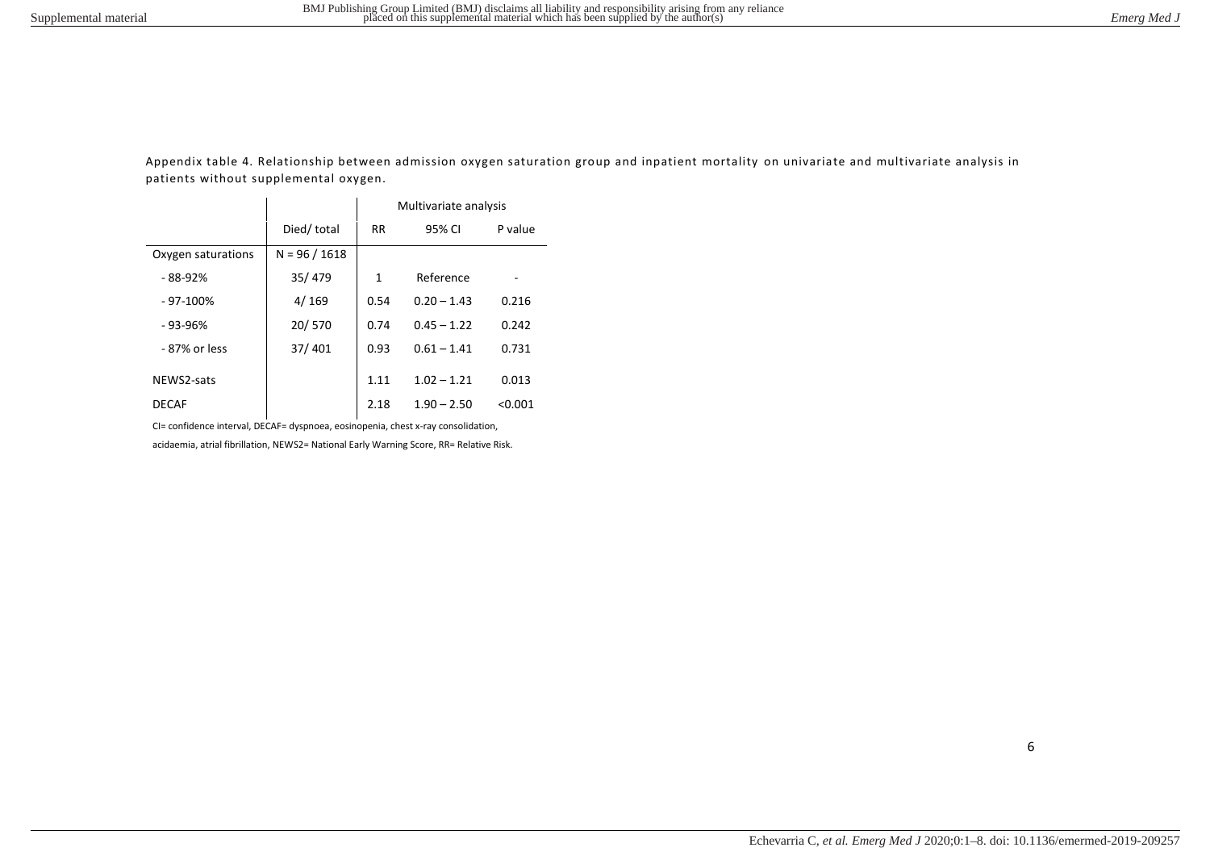Appendix table 4. Relationship between admission oxygen saturation group and inpatient mortality on univariate and multivariate analysis in patients without supplemental oxygen.

| | | Multivariate analysis | | |
|---|---|---|---|---|
| | Died/ total | RR | 95% CI | P value |
| Oxygen saturations | N = 96 / 1618 | | | |
| - 88-92% | 35/ 479 | 1 | Reference | - |
| - 97-100% | 4/ 169 | 0.54 | 0.20 – 1.43 | 0.216 |
| - 93-96% | 20/ 570 | 0.74 | 0.45 – 1.22 | 0.242 |
| - 87% or less | 37/ 401 | 0.93 | 0.61 – 1.41 | 0.731 |
| NEWS2-sats | | 1.11 | 1.02 – 1.21 | 0.013 |
| DECAF | | 2.18 | 1.90 – 2.50 | <0.001 |

CI= confidence interval, DECAF= dyspnoea, eosinopenia, chest x-ray consolidation, acidaemia, atrial fibrillation, NEWS2= National Early Warning Score, RR= Relative Risk.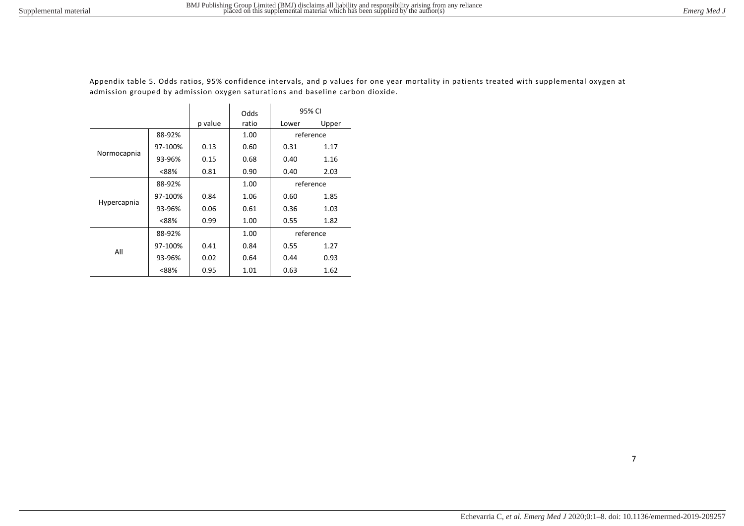Appendix table 5. Odds ratios, 95% confidence intervals, and p values for one year mortality in patients treated with supplemental oxygen at admission grouped by admission oxygen saturations and baseline carbon dioxide.

| | | p value | Odds ratio | 95% CI | |
|---|---|---|---|---|---|
| | | | | Lower | Upper |
| Normocapnia | 88-92% | | 1.00 | reference | |
| | 97-100% | 0.13 | 0.60 | 0.31 | 1.17 |
| | 93-96% | 0.15 | 0.68 | 0.40 | 1.16 |
| | <88% | 0.81 | 0.90 | 0.40 | 2.03 |
| Hypercapnia | 88-92% | | 1.00 | reference | |
| | 97-100% | 0.84 | 1.06 | 0.60 | 1.85 |
| | 93-96% | 0.06 | 0.61 | 0.36 | 1.03 |
| | <88% | 0.99 | 1.00 | 0.55 | 1.82 |
| All | 88-92% | | 1.00 | reference | |
| | 97-100% | 0.41 | 0.84 | 0.55 | 1.27 |
| | 93-96% | 0.02 | 0.64 | 0.44 | 0.93 |
| | <88% | 0.95 | 1.01 | 0.63 | 1.62 |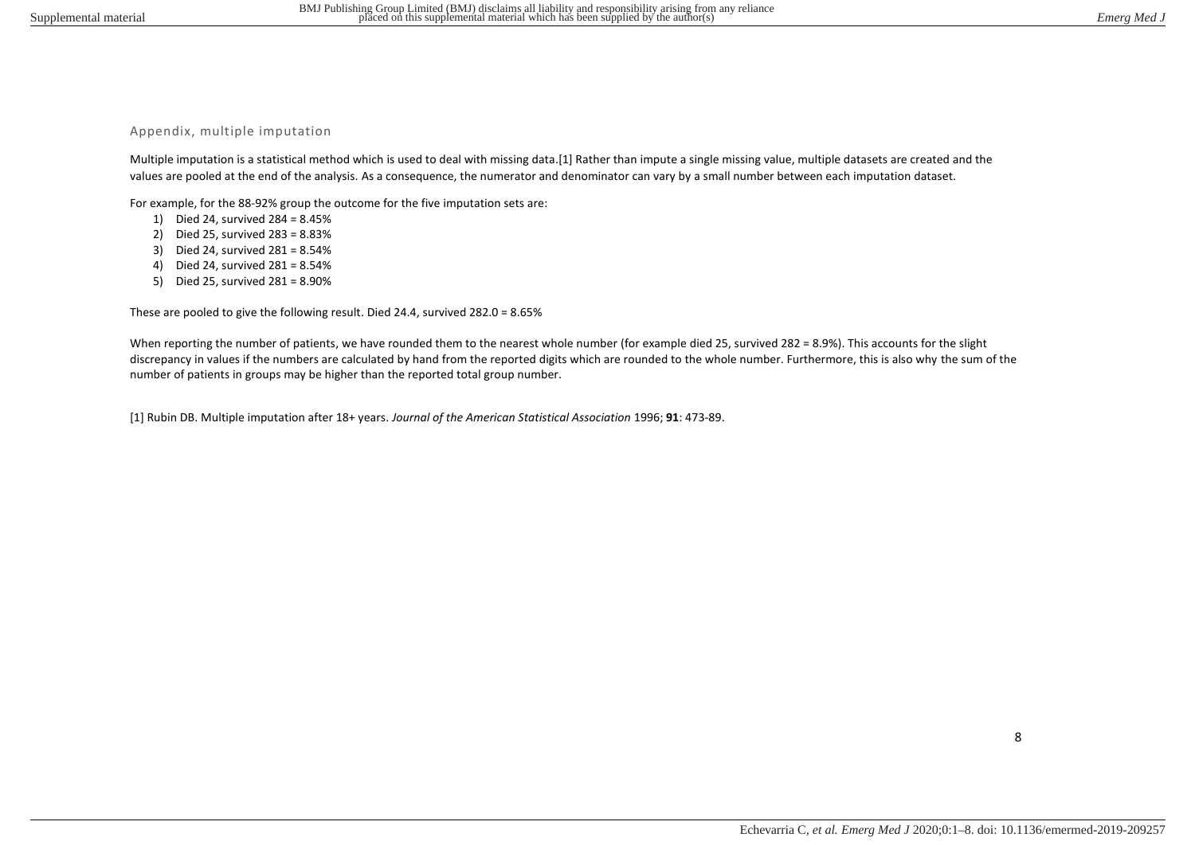## Appendix, multiple imputation

Multiple imputation is a statistical method which is used to deal with missing data.[1] Rather than impute a single missing value, multiple datasets are created and the values are pooled at the end of the analysis. As a consequence, the numerator and denominator can vary by a small number between each imputation dataset.

For example, for the 88-92% group the outcome for the five imputation sets are:

1) Died 24, survived 284 = 8.45%
2) Died 25, survived 283 = 8.83%
3) Died 24, survived 281 = 8.54%
4) Died 24, survived 281 = 8.54%
5) Died 25, survived 281 = 8.90%

These are pooled to give the following result. Died 24.4, survived 282.0 = 8.65%

When reporting the number of patients, we have rounded them to the nearest whole number (for example died 25, survived 282 = 8.9%). This accounts for the slight discrepancy in values if the numbers are calculated by hand from the reported digits which are rounded to the whole number. Furthermore, this is also why the sum of the number of patients in groups may be higher than the reported total group number.

[1] Rubin DB. Multiple imputation after 18+ years. *Journal of the American Statistical Association* 1996; **91**: 473-89.